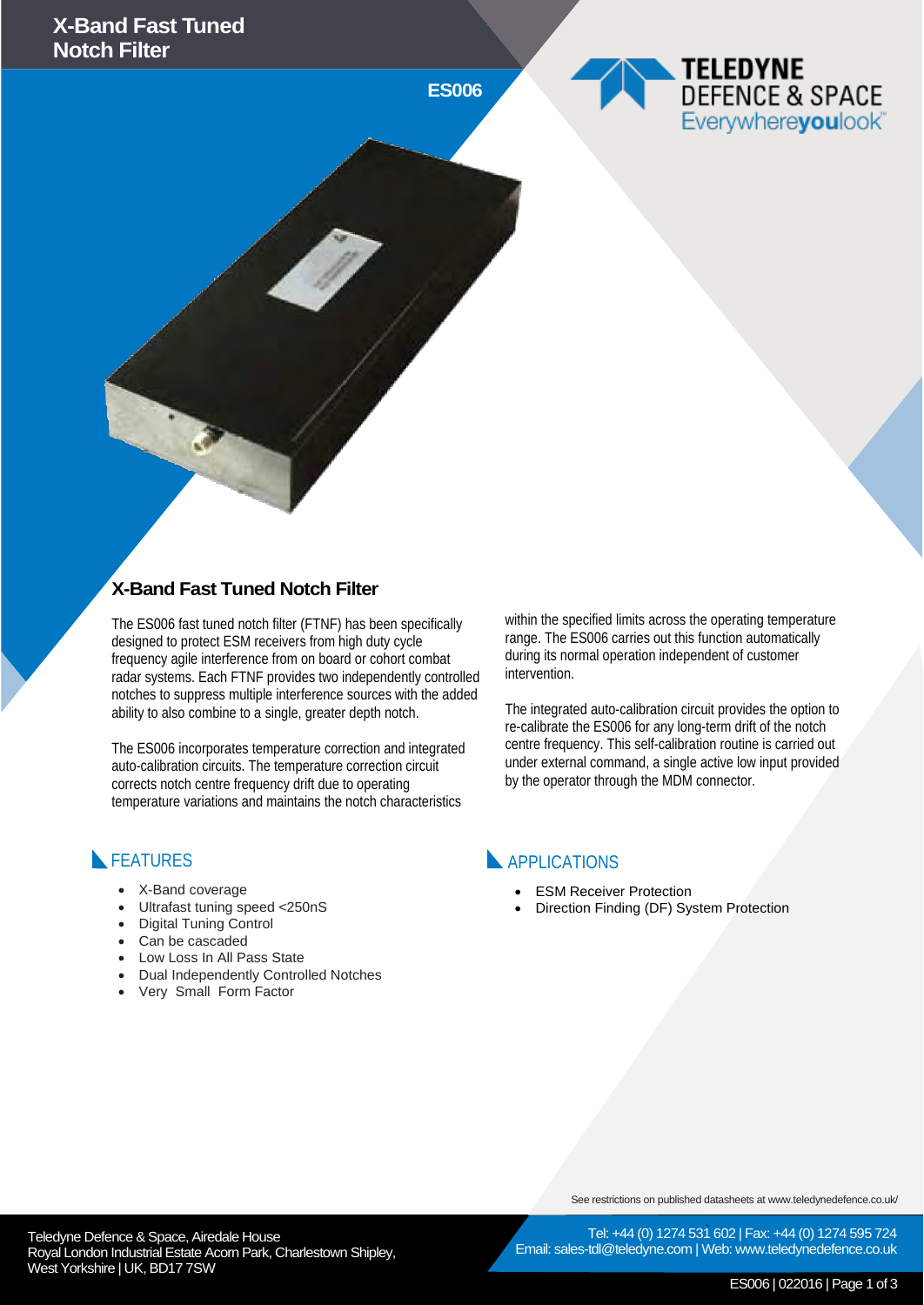# X-Band Fast Tuned Notch Filter

**ES006**

TELEDYNE DEFENCE & SPACE
Everywhere**you**look™

## X-Band Fast Tuned Notch Filter

The ES006 fast tuned notch filter (FTNF) has been specifically designed to protect ESM receivers from high duty cycle frequency agile interference from on board or cohort combat radar systems. Each FTNF provides two independently controlled notches to suppress multiple interference sources with the added ability to also combine to a single, greater depth notch.

The ES006 incorporates temperature correction and integrated auto-calibration circuits. The temperature correction circuit corrects notch centre frequency drift due to operating temperature variations and maintains the notch characteristics within the specified limits across the operating temperature range. The ES006 carries out this function automatically during its normal operation independent of customer intervention.

The integrated auto-calibration circuit provides the option to re-calibrate the ES006 for any long-term drift of the notch centre frequency. This self-calibration routine is carried out under external command, a single active low input provided by the operator through the MDM connector.

## FEATURES

- X-Band coverage
- Ultrafast tuning speed <250nS
- Digital Tuning Control
- Can be cascaded
- Low Loss In All Pass State
- Dual Independently Controlled Notches
- Very Small Form Factor

## APPLICATIONS

- ESM Receiver Protection
- Direction Finding (DF) System Protection

See restrictions on published datasheets at www.teledynedefence.co.uk/

Teledyne Defence & Space, Airedale House
Royal London Industrial Estate Acorn Park, Charlestown Shipley, West Yorkshire | UK, BD17 7SW

Tel: +44 (0) 1274 531 602 | Fax: +44 (0) 1274 595 724
Email: sales-tdl@teledyne.com | Web: www.teledynedefence.co.uk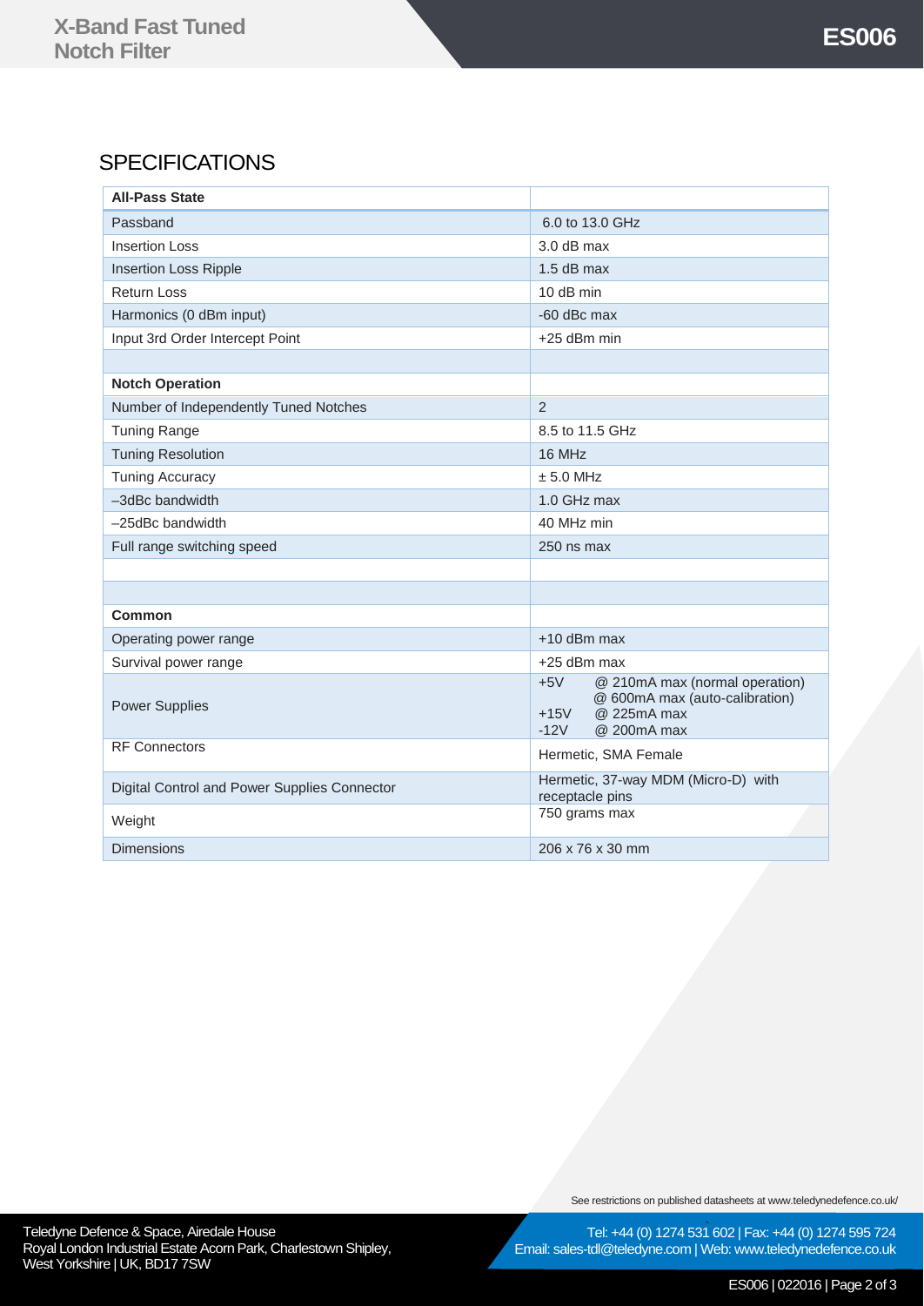## SPECIFICATIONS

| **All-Pass State** | |
|---|---|
| Passband | 6.0 to 13.0 GHz |
| Insertion Loss | 3.0 dB max |
| Insertion Loss Ripple | 1.5 dB max |
| Return Loss | 10 dB min |
| Harmonics (0 dBm input) | -60 dBc max |
| Input 3rd Order Intercept Point | +25 dBm min |
| | |
| **Notch Operation** | |
| Number of Independently Tuned Notches | 2 |
| Tuning Range | 8.5 to 11.5 GHz |
| Tuning Resolution | 16 MHz |
| Tuning Accuracy | ± 5.0 MHz |
| –3dBc bandwidth | 1.0 GHz max |
| –25dBc bandwidth | 40 MHz min |
| Full range switching speed | 250 ns max |
| | |
| | |
| **Common** | |
| Operating power range | +10 dBm max |
| Survival power range | +25 dBm max |
| Power Supplies | +5V @ 210mA max (normal operation)<br>@ 600mA max (auto-calibration)<br>+15V @ 225mA max<br>-12V @ 200mA max |
| RF Connectors | Hermetic, SMA Female |
| Digital Control and Power Supplies Connector | Hermetic, 37-way MDM (Micro-D) with receptacle pins |
| Weight | 750 grams max |
| Dimensions | 206 x 76 x 30 mm |

See restrictions on published datasheets at www.teledynedefence.co.uk/

Teledyne Defence & Space, Airedale House
Royal London Industrial Estate Acorn Park, Charlestown Shipley,
West Yorkshire | UK, BD17 7SW

Tel: +44 (0) 1274 531 602 | Fax: +44 (0) 1274 595 724
Email: sales-tdl@teledyne.com | Web: www.teledynedefence.co.uk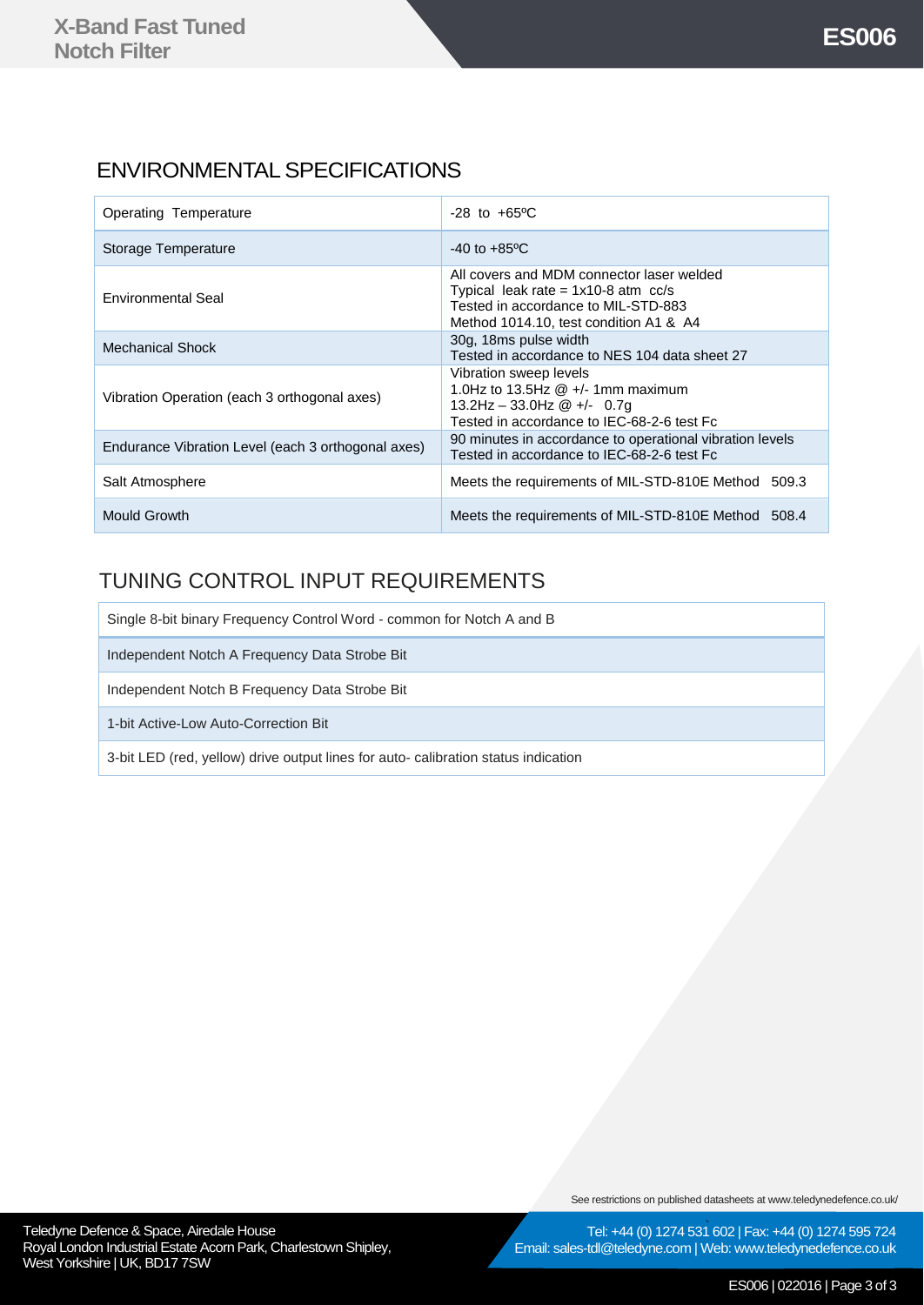## ENVIRONMENTAL SPECIFICATIONS

| | |
|---|---|
| Operating Temperature | -28 to +65ºC |
| Storage Temperature | -40 to +85ºC |
| Environmental Seal | All covers and MDM connector laser welded<br>Typical leak rate = 1x10-8 atm cc/s<br>Tested in accordance to MIL-STD-883<br>Method 1014.10, test condition A1 & A4 |
| Mechanical Shock | 30g, 18ms pulse width<br>Tested in accordance to NES 104 data sheet 27 |
| Vibration Operation (each 3 orthogonal axes) | Vibration sweep levels<br>1.0Hz to 13.5Hz @ +/- 1mm maximum<br>13.2Hz – 33.0Hz @ +/- 0.7g<br>Tested in accordance to IEC-68-2-6 test Fc |
| Endurance Vibration Level (each 3 orthogonal axes) | 90 minutes in accordance to operational vibration levels<br>Tested in accordance to IEC-68-2-6 test Fc |
| Salt Atmosphere | Meets the requirements of MIL-STD-810E Method 509.3 |
| Mould Growth | Meets the requirements of MIL-STD-810E Method 508.4 |

## TUNING CONTROL INPUT REQUIREMENTS

| |
|---|
| Single 8-bit binary Frequency Control Word - common for Notch A and B |
| Independent Notch A Frequency Data Strobe Bit |
| Independent Notch B Frequency Data Strobe Bit |
| 1-bit Active-Low Auto-Correction Bit |
| 3-bit LED (red, yellow) drive output lines for auto- calibration status indication |

See restrictions on published datasheets at www.teledynedefence.co.uk/

Teledyne Defence & Space, Airedale House
Royal London Industrial Estate Acorn Park, Charlestown Shipley,
West Yorkshire | UK, BD17 7SW

Tel: +44 (0) 1274 531 602 | Fax: +44 (0) 1274 595 724
Email: sales-tdl@teledyne.com | Web: www.teledynedefence.co.uk